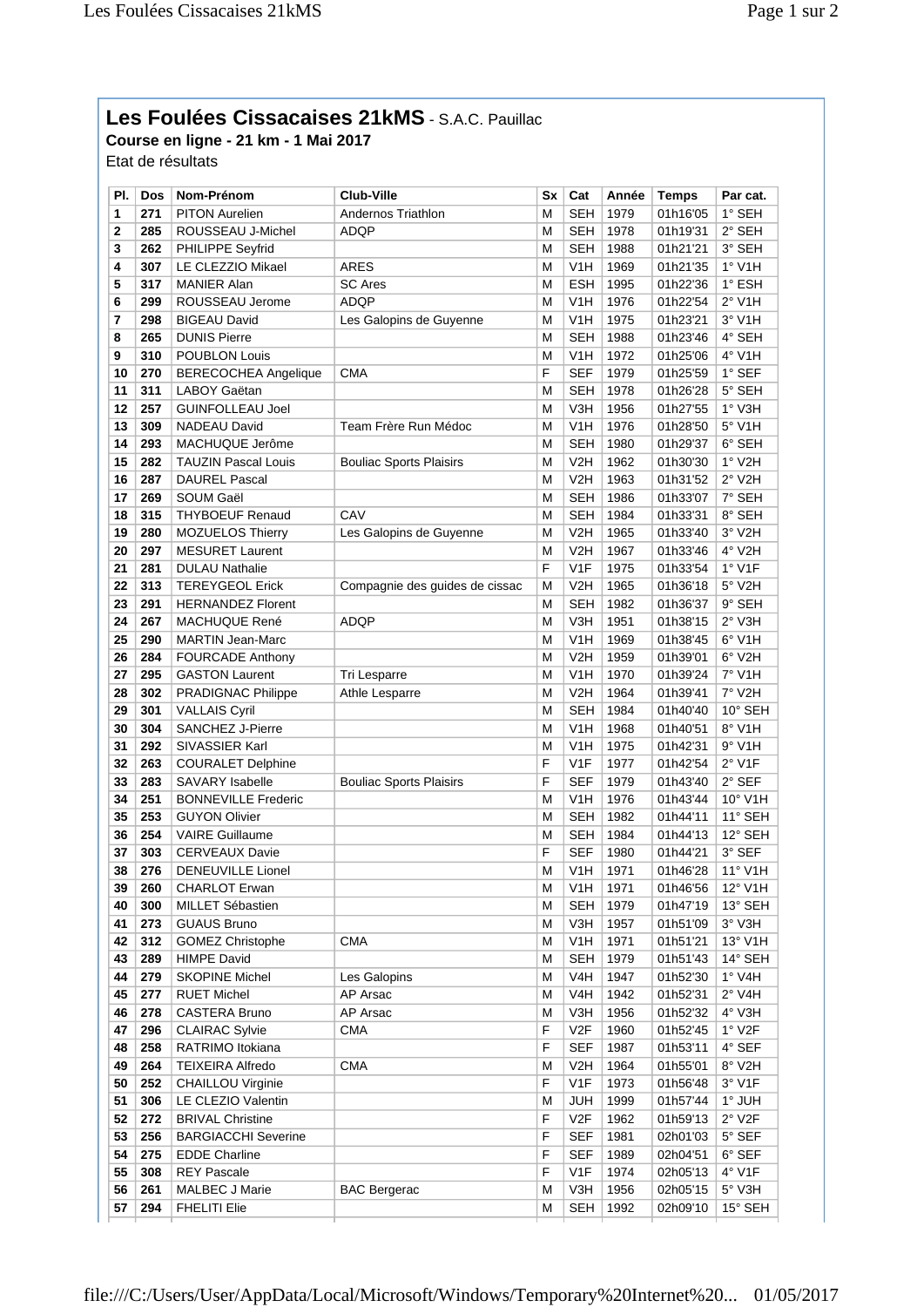# Les Foulées Cissacaises 21kMS - S.A.C. Pauillac

**Course en ligne - 21 km - 1 Mai 2017**

Etat de résultats

| Pl. | Dos | Nom-Prénom | Club-Ville | Sx | Cat | Année | Temps | Par cat. |
|---|---|---|---|---|---|---|---|---|
| 1 | 271 | PITON Aurelien | Andernos Triathlon | M | SEH | 1979 | 01h16'05 | 1° SEH |
| 2 | 285 | ROUSSEAU J-Michel | ADQP | M | SEH | 1978 | 01h19'31 | 2° SEH |
| 3 | 262 | PHILIPPE Seyfrid | | M | SEH | 1988 | 01h21'21 | 3° SEH |
| 4 | 307 | LE CLEZZIO Mikael | ARES | M | V1H | 1969 | 01h21'35 | 1° V1H |
| 5 | 317 | MANIER Alan | SC Ares | M | ESH | 1995 | 01h22'36 | 1° ESH |
| 6 | 299 | ROUSSEAU Jerome | ADQP | M | V1H | 1976 | 01h22'54 | 2° V1H |
| 7 | 298 | BIGEAU David | Les Galopins de Guyenne | M | V1H | 1975 | 01h23'21 | 3° V1H |
| 8 | 265 | DUNIS Pierre | | M | SEH | 1988 | 01h23'46 | 4° SEH |
| 9 | 310 | POUBLON Louis | | M | V1H | 1972 | 01h25'06 | 4° V1H |
| 10 | 270 | BERECOCHEA Angelique | CMA | F | SEF | 1979 | 01h25'59 | 1° SEF |
| 11 | 311 | LABOY Gaëtan | | M | SEH | 1978 | 01h26'28 | 5° SEH |
| 12 | 257 | GUINFOLLEAU Joel | | M | V3H | 1956 | 01h27'55 | 1° V3H |
| 13 | 309 | NADEAU David | Team Frère Run Médoc | M | V1H | 1976 | 01h28'50 | 5° V1H |
| 14 | 293 | MACHUQUE Jerôme | | M | SEH | 1980 | 01h29'37 | 6° SEH |
| 15 | 282 | TAUZIN Pascal Louis | Bouliac Sports Plaisirs | M | V2H | 1962 | 01h30'30 | 1° V2H |
| 16 | 287 | DAUREL Pascal | | M | V2H | 1963 | 01h31'52 | 2° V2H |
| 17 | 269 | SOUM Gaël | | M | SEH | 1986 | 01h33'07 | 7° SEH |
| 18 | 315 | THYBOEUF Renaud | CAV | M | SEH | 1984 | 01h33'31 | 8° SEH |
| 19 | 280 | MOZUELOS Thierry | Les Galopins de Guyenne | M | V2H | 1965 | 01h33'40 | 3° V2H |
| 20 | 297 | MESURET Laurent | | M | V2H | 1967 | 01h33'46 | 4° V2H |
| 21 | 281 | DULAU Nathalie | | F | V1F | 1975 | 01h33'54 | 1° V1F |
| 22 | 313 | TEREYGEOL Erick | Compagnie des guides de cissac | M | V2H | 1965 | 01h36'18 | 5° V2H |
| 23 | 291 | HERNANDEZ Florent | | M | SEH | 1982 | 01h36'37 | 9° SEH |
| 24 | 267 | MACHUQUE René | ADQP | M | V3H | 1951 | 01h38'15 | 2° V3H |
| 25 | 290 | MARTIN Jean-Marc | | M | V1H | 1969 | 01h38'45 | 6° V1H |
| 26 | 284 | FOURCADE Anthony | | M | V2H | 1959 | 01h39'01 | 6° V2H |
| 27 | 295 | GASTON Laurent | Tri Lesparre | M | V1H | 1970 | 01h39'24 | 7° V1H |
| 28 | 302 | PRADIGNAC Philippe | Athle Lesparre | M | V2H | 1964 | 01h39'41 | 7° V2H |
| 29 | 301 | VALLAIS Cyril | | M | SEH | 1984 | 01h40'40 | 10° SEH |
| 30 | 304 | SANCHEZ J-Pierre | | M | V1H | 1968 | 01h40'51 | 8° V1H |
| 31 | 292 | SIVASSIER Karl | | M | V1H | 1975 | 01h42'31 | 9° V1H |
| 32 | 263 | COURALET Delphine | | F | V1F | 1977 | 01h42'54 | 2° V1F |
| 33 | 283 | SAVARY Isabelle | Bouliac Sports Plaisirs | F | SEF | 1979 | 01h43'40 | 2° SEF |
| 34 | 251 | BONNEVILLE Frederic | | M | V1H | 1976 | 01h43'44 | 10° V1H |
| 35 | 253 | GUYON Olivier | | M | SEH | 1982 | 01h44'11 | 11° SEH |
| 36 | 254 | VAIRE Guillaume | | M | SEH | 1984 | 01h44'13 | 12° SEH |
| 37 | 303 | CERVEAUX Davie | | F | SEF | 1980 | 01h44'21 | 3° SEF |
| 38 | 276 | DENEUVILLE Lionel | | M | V1H | 1971 | 01h46'28 | 11° V1H |
| 39 | 260 | CHARLOT Erwan | | M | V1H | 1971 | 01h46'56 | 12° V1H |
| 40 | 300 | MILLET Sébastien | | M | SEH | 1979 | 01h47'19 | 13° SEH |
| 41 | 273 | GUAUS Bruno | | M | V3H | 1957 | 01h51'09 | 3° V3H |
| 42 | 312 | GOMEZ Christophe | CMA | M | V1H | 1971 | 01h51'21 | 13° V1H |
| 43 | 289 | HIMPE David | | M | SEH | 1979 | 01h51'43 | 14° SEH |
| 44 | 279 | SKOPINE Michel | Les Galopins | M | V4H | 1947 | 01h52'30 | 1° V4H |
| 45 | 277 | RUET Michel | AP Arsac | M | V4H | 1942 | 01h52'31 | 2° V4H |
| 46 | 278 | CASTERA Bruno | AP Arsac | M | V3H | 1956 | 01h52'32 | 4° V3H |
| 47 | 296 | CLAIRAC Sylvie | CMA | F | V2F | 1960 | 01h52'45 | 1° V2F |
| 48 | 258 | RATRIMO Itokiana | | F | SEF | 1987 | 01h53'11 | 4° SEF |
| 49 | 264 | TEIXEIRA Alfredo | CMA | M | V2H | 1964 | 01h55'01 | 8° V2H |
| 50 | 252 | CHAILLOU Virginie | | F | V1F | 1973 | 01h56'48 | 3° V1F |
| 51 | 306 | LE CLEZIO Valentin | | M | JUH | 1999 | 01h57'44 | 1° JUH |
| 52 | 272 | BRIVAL Christine | | F | V2F | 1962 | 01h59'13 | 2° V2F |
| 53 | 256 | BARGIACCHI Severine | | F | SEF | 1981 | 02h01'03 | 5° SEF |
| 54 | 275 | EDDE Charline | | F | SEF | 1989 | 02h04'51 | 6° SEF |
| 55 | 308 | REY Pascale | | F | V1F | 1974 | 02h05'13 | 4° V1F |
| 56 | 261 | MALBEC J Marie | BAC Bergerac | M | V3H | 1956 | 02h05'15 | 5° V3H |
| 57 | 294 | FHELITI Elie | | M | SEH | 1992 | 02h09'10 | 15° SEH |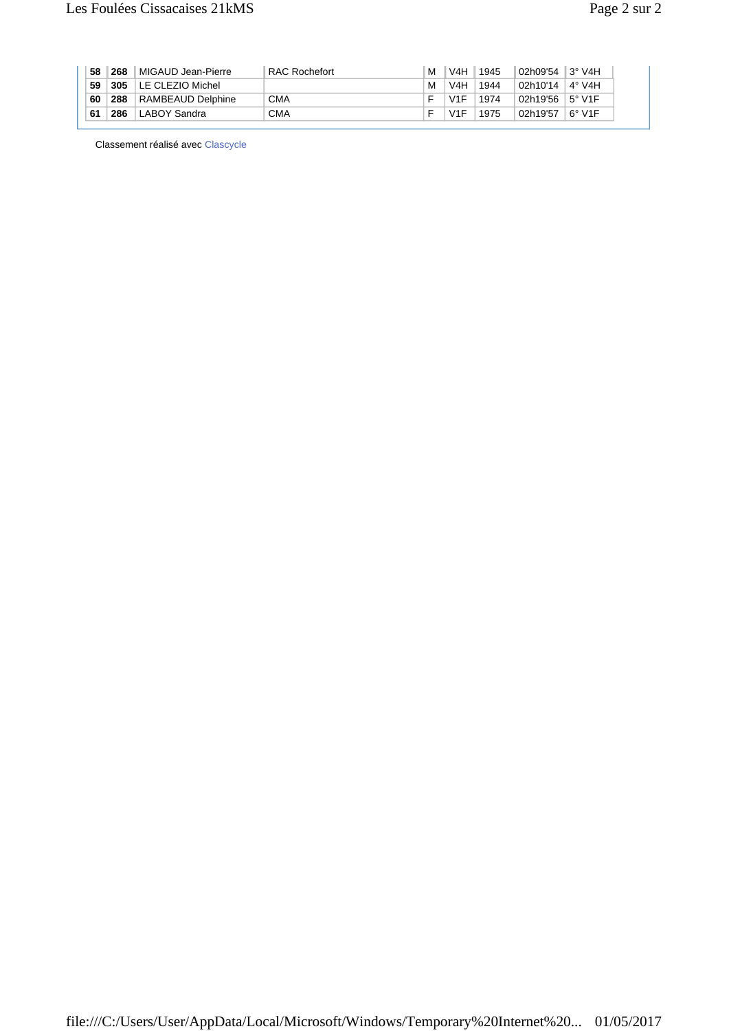| | | | | | | | | |
|---|---|---|---|---|---|---|---|---|
| **58** | **268** | MIGAUD Jean-Pierre | RAC Rochefort | M | V4H | 1945 | 02h09'54 | 3° V4H |
| **59** | **305** | LE CLEZIO Michel | | M | V4H | 1944 | 02h10'14 | 4° V4H |
| **60** | **288** | RAMBEAUD Delphine | CMA | F | V1F | 1974 | 02h19'56 | 5° V1F |
| **61** | **286** | LABOY Sandra | CMA | F | V1F | 1975 | 02h19'57 | 6° V1F |

Classement réalisé avec Clascycle